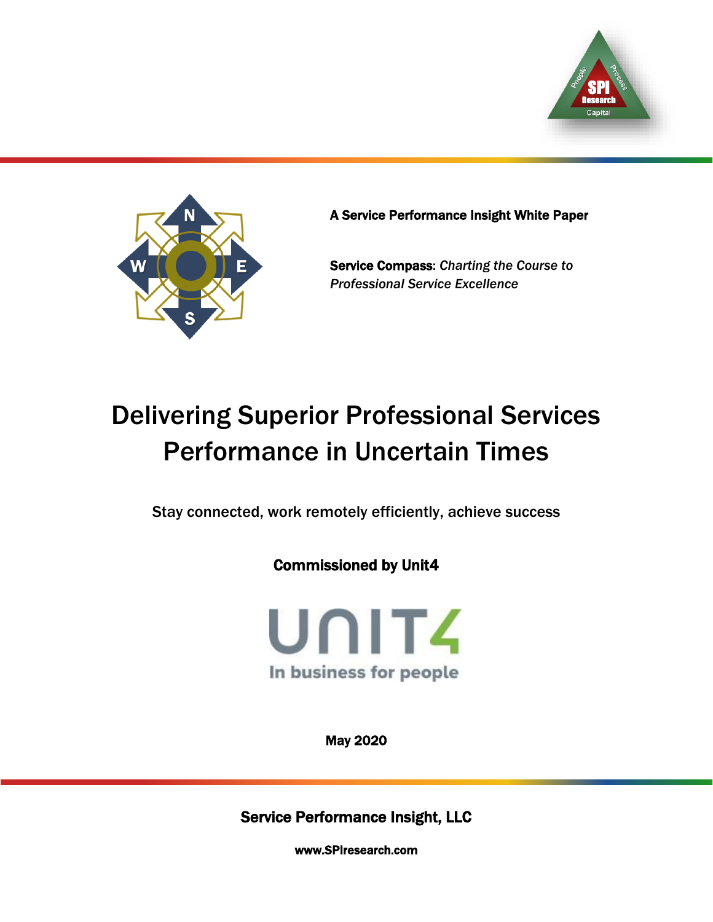**A Service Performance Insight White Paper**

**Service Compass**: *Charting the Course to Professional Service Excellence*

# Delivering Superior Professional Services Performance in Uncertain Times

Stay connected, work remotely efficiently, achieve success

**Commissioned by Unit4**

UNIT4

In business for people

**May 2020**

**Service Performance Insight, LLC**

**www.SPIresearch.com**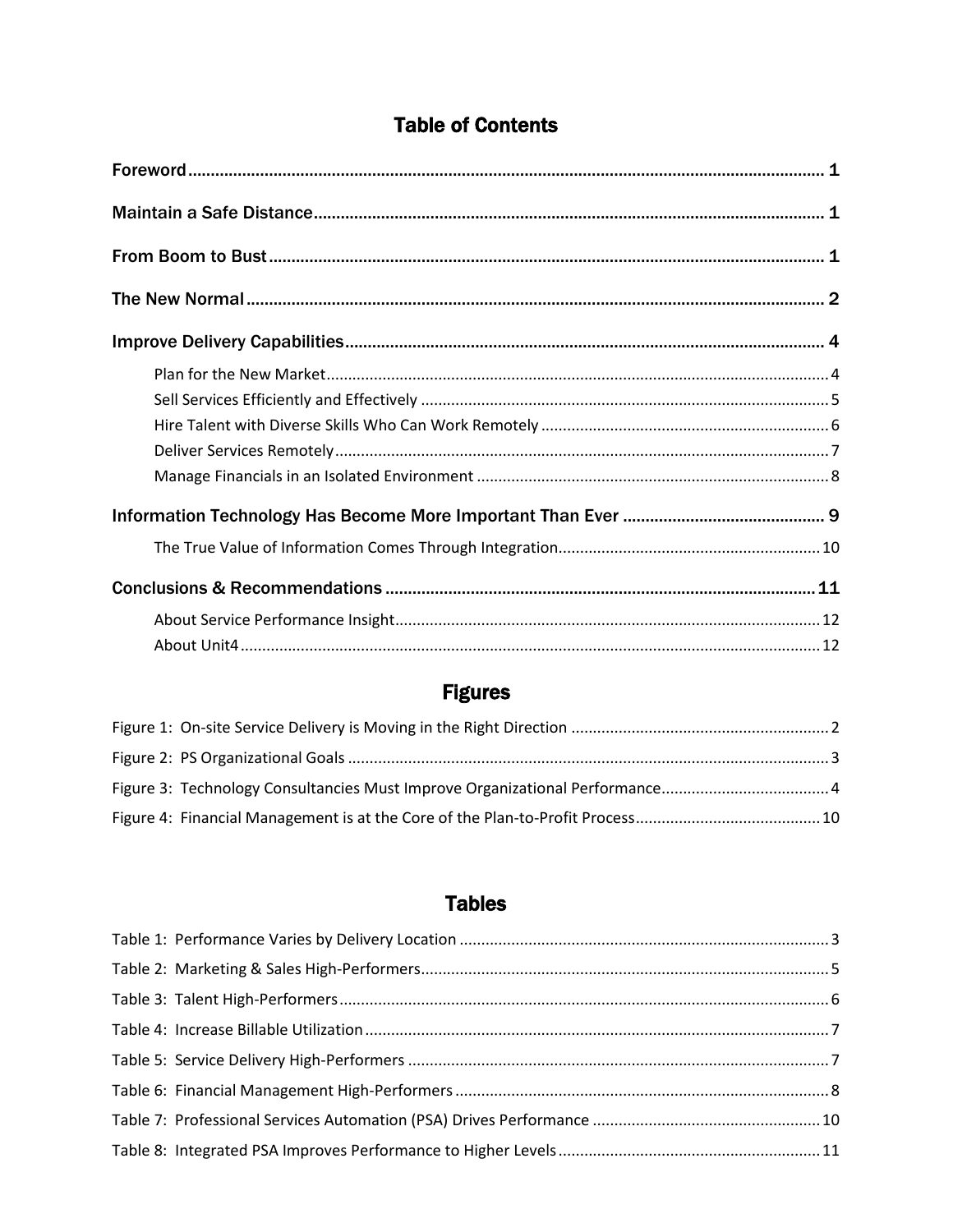# Table of Contents

Foreword ........................................................................................................................................ 1

Maintain a Safe Distance ................................................................................................................ 1

From Boom to Bust .......................................................................................................................... 1

The New Normal .............................................................................................................................. 2

Improve Delivery Capabilities ......................................................................................................... 4

- Plan for the New Market ........................................................................................................... 4
- Sell Services Efficiently and Effectively ..................................................................................... 5
- Hire Talent with Diverse Skills Who Can Work Remotely .......................................................... 6
- Deliver Services Remotely ......................................................................................................... 7
- Manage Financials in an Isolated Environment ......................................................................... 8

Information Technology Has Become More Important Than Ever ............................................ 9

- The True Value of Information Comes Through Integration ..................................................... 10

Conclusions & Recommendations .............................................................................................. 11

- About Service Performance Insight .......................................................................................... 12
- About Unit4 ............................................................................................................................... 12

# Figures

Figure 1: On-site Service Delivery is Moving in the Right Direction ........................................... 2

Figure 2: PS Organizational Goals ................................................................................................ 3

Figure 3: Technology Consultancies Must Improve Organizational Performance ....................... 4

Figure 4: Financial Management is at the Core of the Plan-to-Profit Process ........................... 10

# Tables

Table 1: Performance Varies by Delivery Location ...................................................................... 3

Table 2: Marketing & Sales High-Performers ............................................................................... 5

Table 3: Talent High-Performers .................................................................................................. 6

Table 4: Increase Billable Utilization ............................................................................................ 7

Table 5: Service Delivery High-Performers .................................................................................. 7

Table 6: Financial Management High-Performers ....................................................................... 8

Table 7: Professional Services Automation (PSA) Drives Performance ..................................... 10

Table 8: Integrated PSA Improves Performance to Higher Levels ............................................. 11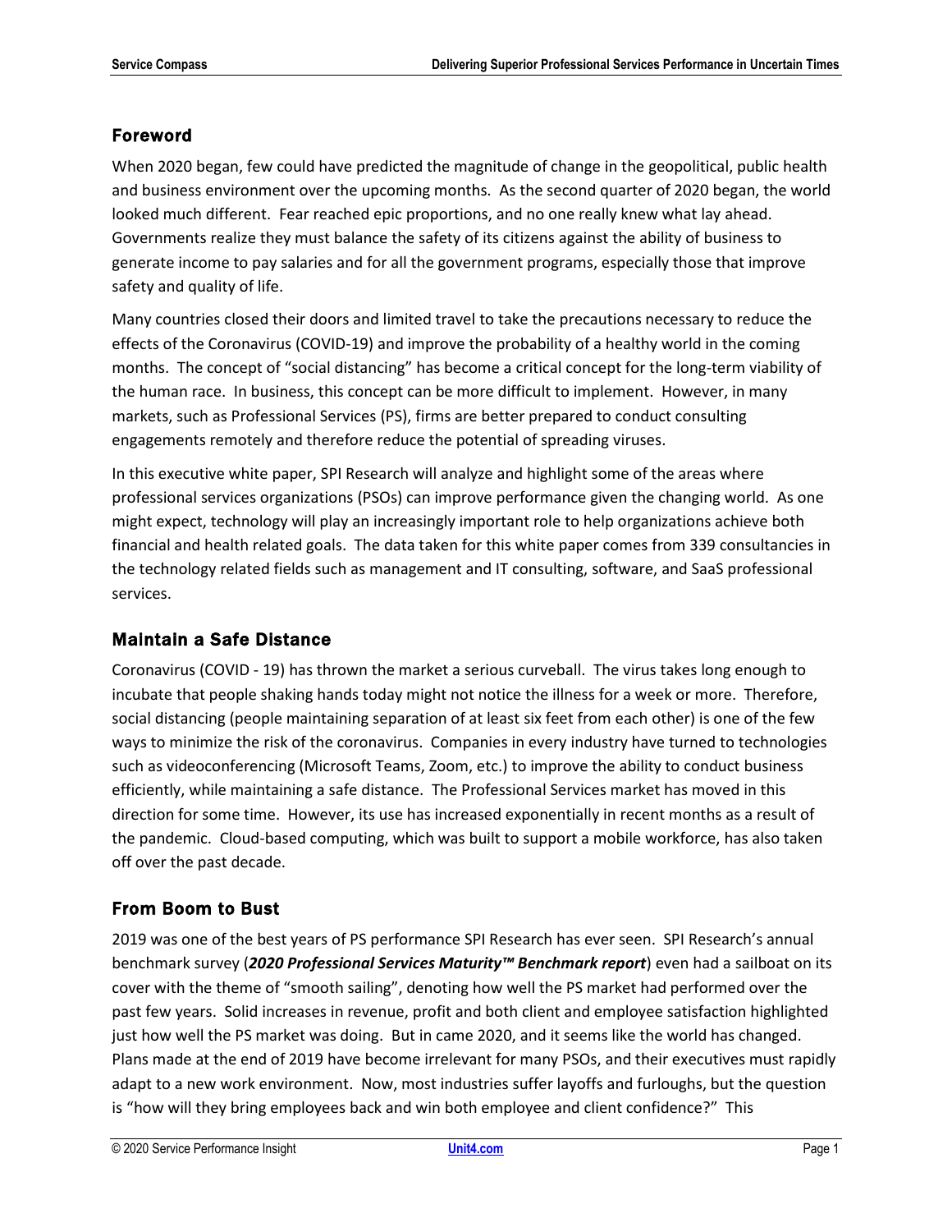## Foreword

When 2020 began, few could have predicted the magnitude of change in the geopolitical, public health and business environment over the upcoming months. As the second quarter of 2020 began, the world looked much different. Fear reached epic proportions, and no one really knew what lay ahead. Governments realize they must balance the safety of its citizens against the ability of business to generate income to pay salaries and for all the government programs, especially those that improve safety and quality of life.

Many countries closed their doors and limited travel to take the precautions necessary to reduce the effects of the Coronavirus (COVID-19) and improve the probability of a healthy world in the coming months. The concept of "social distancing" has become a critical concept for the long-term viability of the human race. In business, this concept can be more difficult to implement. However, in many markets, such as Professional Services (PS), firms are better prepared to conduct consulting engagements remotely and therefore reduce the potential of spreading viruses.

In this executive white paper, SPI Research will analyze and highlight some of the areas where professional services organizations (PSOs) can improve performance given the changing world. As one might expect, technology will play an increasingly important role to help organizations achieve both financial and health related goals. The data taken for this white paper comes from 339 consultancies in the technology related fields such as management and IT consulting, software, and SaaS professional services.

## Maintain a Safe Distance

Coronavirus (COVID - 19) has thrown the market a serious curveball. The virus takes long enough to incubate that people shaking hands today might not notice the illness for a week or more. Therefore, social distancing (people maintaining separation of at least six feet from each other) is one of the few ways to minimize the risk of the coronavirus. Companies in every industry have turned to technologies such as videoconferencing (Microsoft Teams, Zoom, etc.) to improve the ability to conduct business efficiently, while maintaining a safe distance. The Professional Services market has moved in this direction for some time. However, its use has increased exponentially in recent months as a result of the pandemic. Cloud-based computing, which was built to support a mobile workforce, has also taken off over the past decade.

## From Boom to Bust

2019 was one of the best years of PS performance SPI Research has ever seen. SPI Research's annual benchmark survey (***2020 Professional Services Maturity™ Benchmark report***) even had a sailboat on its cover with the theme of "smooth sailing", denoting how well the PS market had performed over the past few years. Solid increases in revenue, profit and both client and employee satisfaction highlighted just how well the PS market was doing. But in came 2020, and it seems like the world has changed. Plans made at the end of 2019 have become irrelevant for many PSOs, and their executives must rapidly adapt to a new work environment. Now, most industries suffer layoffs and furloughs, but the question is "how will they bring employees back and win both employee and client confidence?" This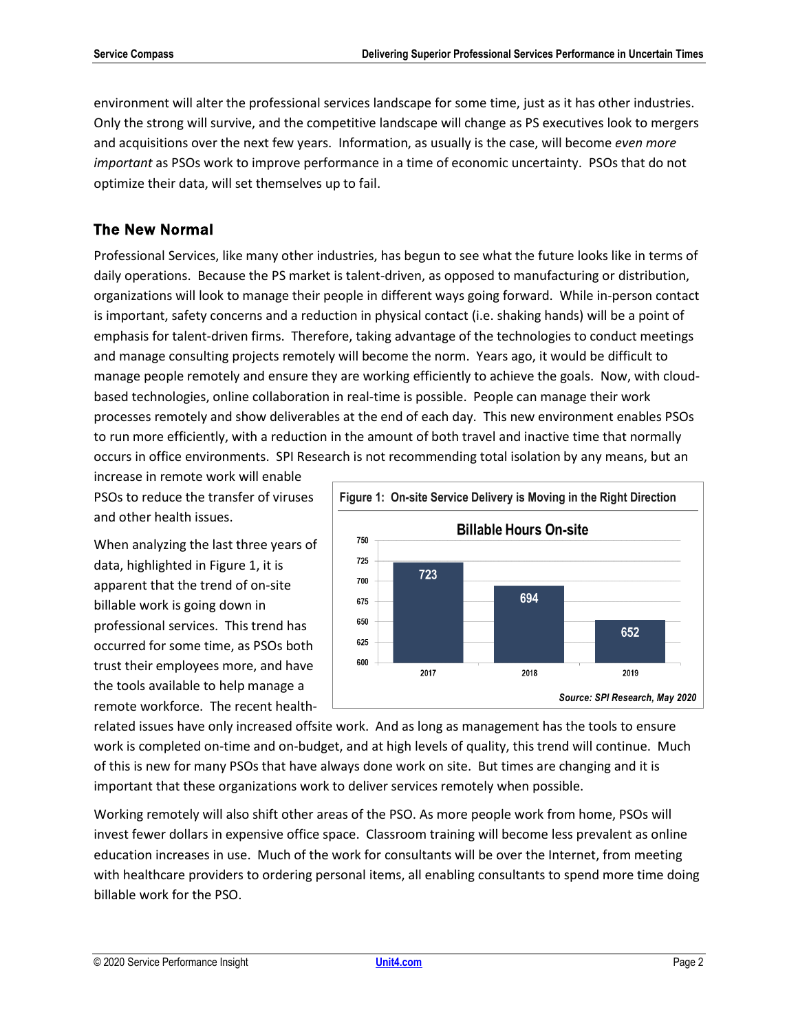environment will alter the professional services landscape for some time, just as it has other industries. Only the strong will survive, and the competitive landscape will change as PS executives look to mergers and acquisitions over the next few years. Information, as usually is the case, will become *even more important* as PSOs work to improve performance in a time of economic uncertainty. PSOs that do not optimize their data, will set themselves up to fail.

## The New Normal

Professional Services, like many other industries, has begun to see what the future looks like in terms of daily operations. Because the PS market is talent-driven, as opposed to manufacturing or distribution, organizations will look to manage their people in different ways going forward. While in-person contact is important, safety concerns and a reduction in physical contact (i.e. shaking hands) will be a point of emphasis for talent-driven firms. Therefore, taking advantage of the technologies to conduct meetings and manage consulting projects remotely will become the norm. Years ago, it would be difficult to manage people remotely and ensure they are working efficiently to achieve the goals. Now, with cloud-based technologies, online collaboration in real-time is possible. People can manage their work processes remotely and show deliverables at the end of each day. This new environment enables PSOs to run more efficiently, with a reduction in the amount of both travel and inactive time that normally occurs in office environments. SPI Research is not recommending total isolation by any means, but an increase in remote work will enable PSOs to reduce the transfer of viruses and other health issues.

When analyzing the last three years of data, highlighted in Figure 1, it is apparent that the trend of on-site billable work is going down in professional services. This trend has occurred for some time, as PSOs both trust their employees more, and have the tools available to help manage a remote workforce. The recent health-related issues have only increased offsite work. And as long as management has the tools to ensure work is completed on-time and on-budget, and at high levels of quality, this trend will continue. Much of this is new for many PSOs that have always done work on site. But times are changing and it is important that these organizations work to deliver services remotely when possible.

**Figure 1: On-site Service Delivery is Moving in the Right Direction**

**Billable Hours On-site**

| Year | Billable Hours On-site |
|---|---|
| 2017 | 723 |
| 2018 | 694 |
| 2019 | 652 |

*Source: SPI Research, May 2020*

Working remotely will also shift other areas of the PSO. As more people work from home, PSOs will invest fewer dollars in expensive office space. Classroom training will become less prevalent as online education increases in use. Much of the work for consultants will be over the Internet, from meeting with healthcare providers to ordering personal items, all enabling consultants to spend more time doing billable work for the PSO.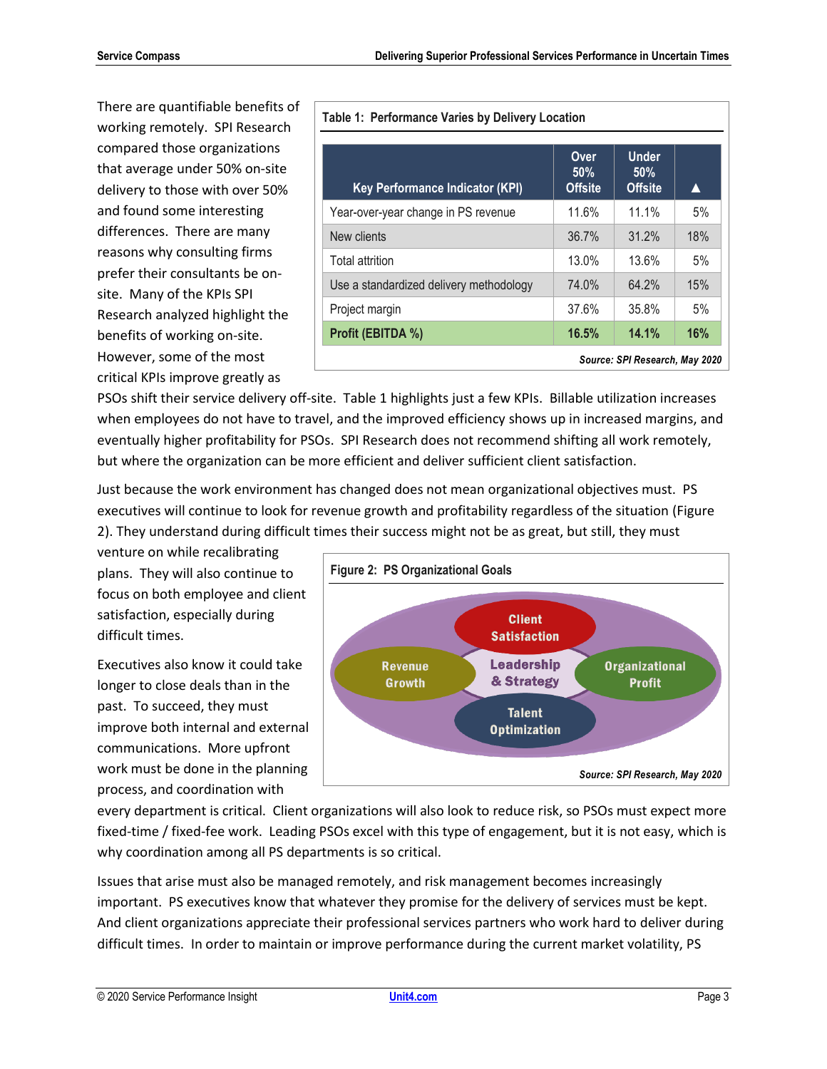There are quantifiable benefits of working remotely. SPI Research compared those organizations that average under 50% on-site delivery to those with over 50% and found some interesting differences. There are many reasons why consulting firms prefer their consultants be on-site. Many of the KPIs SPI Research analyzed highlight the benefits of working on-site. However, some of the most critical KPIs improve greatly as PSOs shift their service delivery off-site. Table 1 highlights just a few KPIs. Billable utilization increases when employees do not have to travel, and the improved efficiency shows up in increased margins, and eventually higher profitability for PSOs. SPI Research does not recommend shifting all work remotely, but where the organization can be more efficient and deliver sufficient client satisfaction.

**Table 1: Performance Varies by Delivery Location**

| Key Performance Indicator (KPI) | Over 50% Offsite | Under 50% Offsite | ▲ |
|---|---|---|---|
| Year-over-year change in PS revenue | 11.6% | 11.1% | 5% |
| New clients | 36.7% | 31.2% | 18% |
| Total attrition | 13.0% | 13.6% | 5% |
| Use a standardized delivery methodology | 74.0% | 64.2% | 15% |
| Project margin | 37.6% | 35.8% | 5% |
| **Profit (EBITDA %)** | **16.5%** | **14.1%** | **16%** |

*Source: SPI Research, May 2020*

Just because the work environment has changed does not mean organizational objectives must. PS executives will continue to look for revenue growth and profitability regardless of the situation (Figure 2). They understand during difficult times their success might not be as great, but still, they must venture on while recalibrating plans. They will also continue to focus on both employee and client satisfaction, especially during difficult times.

**Figure 2: PS Organizational Goals**

Client Satisfaction | Revenue Growth | Leadership & Strategy | Organizational Profit | Talent Optimization

*Source: SPI Research, May 2020*

Executives also know it could take longer to close deals than in the past. To succeed, they must improve both internal and external communications. More upfront work must be done in the planning process, and coordination with every department is critical. Client organizations will also look to reduce risk, so PSOs must expect more fixed-time / fixed-fee work. Leading PSOs excel with this type of engagement, but it is not easy, which is why coordination among all PS departments is so critical.

Issues that arise must also be managed remotely, and risk management becomes increasingly important. PS executives know that whatever they promise for the delivery of services must be kept. And client organizations appreciate their professional services partners who work hard to deliver during difficult times. In order to maintain or improve performance during the current market volatility, PS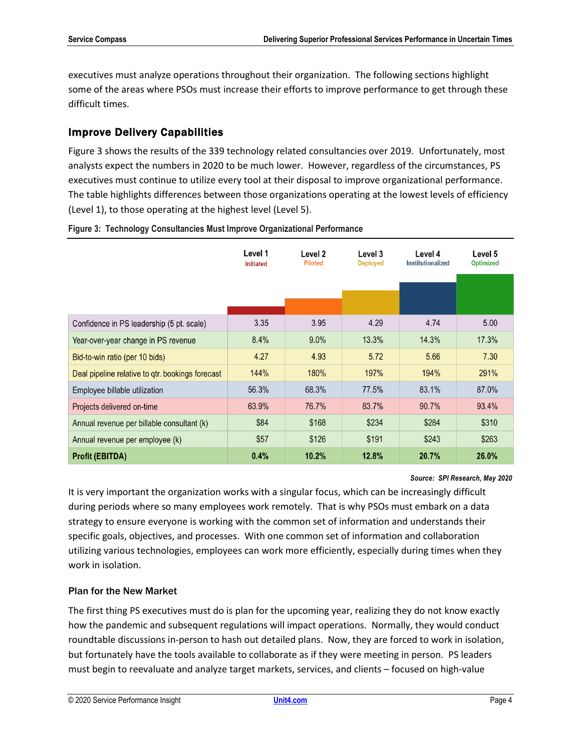executives must analyze operations throughout their organization. The following sections highlight some of the areas where PSOs must increase their efforts to improve performance to get through these difficult times.

## Improve Delivery Capabilities

Figure 3 shows the results of the 339 technology related consultancies over 2019. Unfortunately, most analysts expect the numbers in 2020 to be much lower. However, regardless of the circumstances, PS executives must continue to utilize every tool at their disposal to improve organizational performance. The table highlights differences between those organizations operating at the lowest levels of efficiency (Level 1), to those operating at the highest level (Level 5).

**Figure 3: Technology Consultancies Must Improve Organizational Performance**

| | Level 1 Initiated | Level 2 Piloted | Level 3 Deployed | Level 4 Institutionalized | Level 5 Optimized |
|---|---|---|---|---|---|
| Confidence in PS leadership (5 pt. scale) | 3.35 | 3.95 | 4.29 | 4.74 | 5.00 |
| Year-over-year change in PS revenue | 8.4% | 9.0% | 13.3% | 14.3% | 17.3% |
| Bid-to-win ratio (per 10 bids) | 4.27 | 4.93 | 5.72 | 5.66 | 7.30 |
| Deal pipeline relative to qtr. bookings forecast | 144% | 180% | 197% | 194% | 291% |
| Employee billable utilization | 56.3% | 68.3% | 77.5% | 83.1% | 87.0% |
| Projects delivered on-time | 63.9% | 76.7% | 83.7% | 90.7% | 93.4% |
| Annual revenue per billable consultant (k) | $84 | $168 | $234 | $284 | $310 |
| Annual revenue per employee (k) | $57 | $126 | $191 | $243 | $263 |
| **Profit (EBITDA)** | **0.4%** | **10.2%** | **12.8%** | **20.7%** | **26.0%** |

***Source: SPI Research, May 2020***

It is very important the organization works with a singular focus, which can be increasingly difficult during periods where so many employees work remotely. That is why PSOs must embark on a data strategy to ensure everyone is working with the common set of information and understands their specific goals, objectives, and processes. With one common set of information and collaboration utilizing various technologies, employees can work more efficiently, especially during times when they work in isolation.

### Plan for the New Market

The first thing PS executives must do is plan for the upcoming year, realizing they do not know exactly how the pandemic and subsequent regulations will impact operations. Normally, they would conduct roundtable discussions in-person to hash out detailed plans. Now, they are forced to work in isolation, but fortunately have the tools available to collaborate as if they were meeting in person. PS leaders must begin to reevaluate and analyze target markets, services, and clients – focused on high-value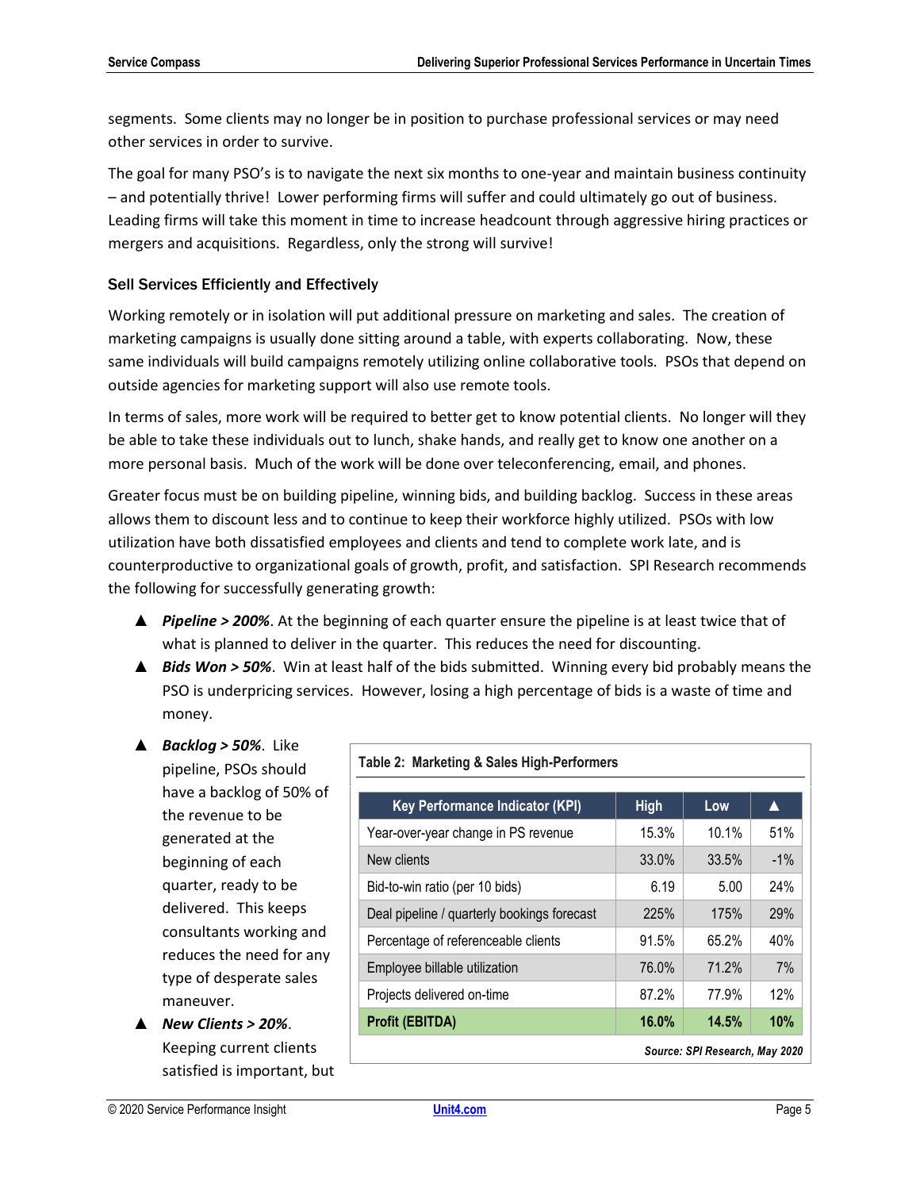segments. Some clients may no longer be in position to purchase professional services or may need other services in order to survive.

The goal for many PSO's is to navigate the next six months to one-year and maintain business continuity – and potentially thrive! Lower performing firms will suffer and could ultimately go out of business. Leading firms will take this moment in time to increase headcount through aggressive hiring practices or mergers and acquisitions. Regardless, only the strong will survive!

### Sell Services Efficiently and Effectively

Working remotely or in isolation will put additional pressure on marketing and sales. The creation of marketing campaigns is usually done sitting around a table, with experts collaborating. Now, these same individuals will build campaigns remotely utilizing online collaborative tools. PSOs that depend on outside agencies for marketing support will also use remote tools.

In terms of sales, more work will be required to better get to know potential clients. No longer will they be able to take these individuals out to lunch, shake hands, and really get to know one another on a more personal basis. Much of the work will be done over teleconferencing, email, and phones.

Greater focus must be on building pipeline, winning bids, and building backlog. Success in these areas allows them to discount less and to continue to keep their workforce highly utilized. PSOs with low utilization have both dissatisfied employees and clients and tend to complete work late, and is counterproductive to organizational goals of growth, profit, and satisfaction. SPI Research recommends the following for successfully generating growth:

- ▲ ***Pipeline > 200%***. At the beginning of each quarter ensure the pipeline is at least twice that of what is planned to deliver in the quarter. This reduces the need for discounting.
- ▲ ***Bids Won > 50%***. Win at least half of the bids submitted. Winning every bid probably means the PSO is underpricing services. However, losing a high percentage of bids is a waste of time and money.
- ▲ ***Backlog > 50%***. Like pipeline, PSOs should have a backlog of 50% of the revenue to be generated at the beginning of each quarter, ready to be delivered. This keeps consultants working and reduces the need for any type of desperate sales maneuver.
- ▲ ***New Clients > 20%***. Keeping current clients satisfied is important, but

**Table 2: Marketing & Sales High-Performers**

| Key Performance Indicator (KPI) | High | Low | ▲ |
|---|---|---|---|
| Year-over-year change in PS revenue | 15.3% | 10.1% | 51% |
| New clients | 33.0% | 33.5% | -1% |
| Bid-to-win ratio (per 10 bids) | 6.19 | 5.00 | 24% |
| Deal pipeline / quarterly bookings forecast | 225% | 175% | 29% |
| Percentage of referenceable clients | 91.5% | 65.2% | 40% |
| Employee billable utilization | 76.0% | 71.2% | 7% |
| Projects delivered on-time | 87.2% | 77.9% | 12% |
| **Profit (EBITDA)** | **16.0%** | **14.5%** | **10%** |

*Source: SPI Research, May 2020*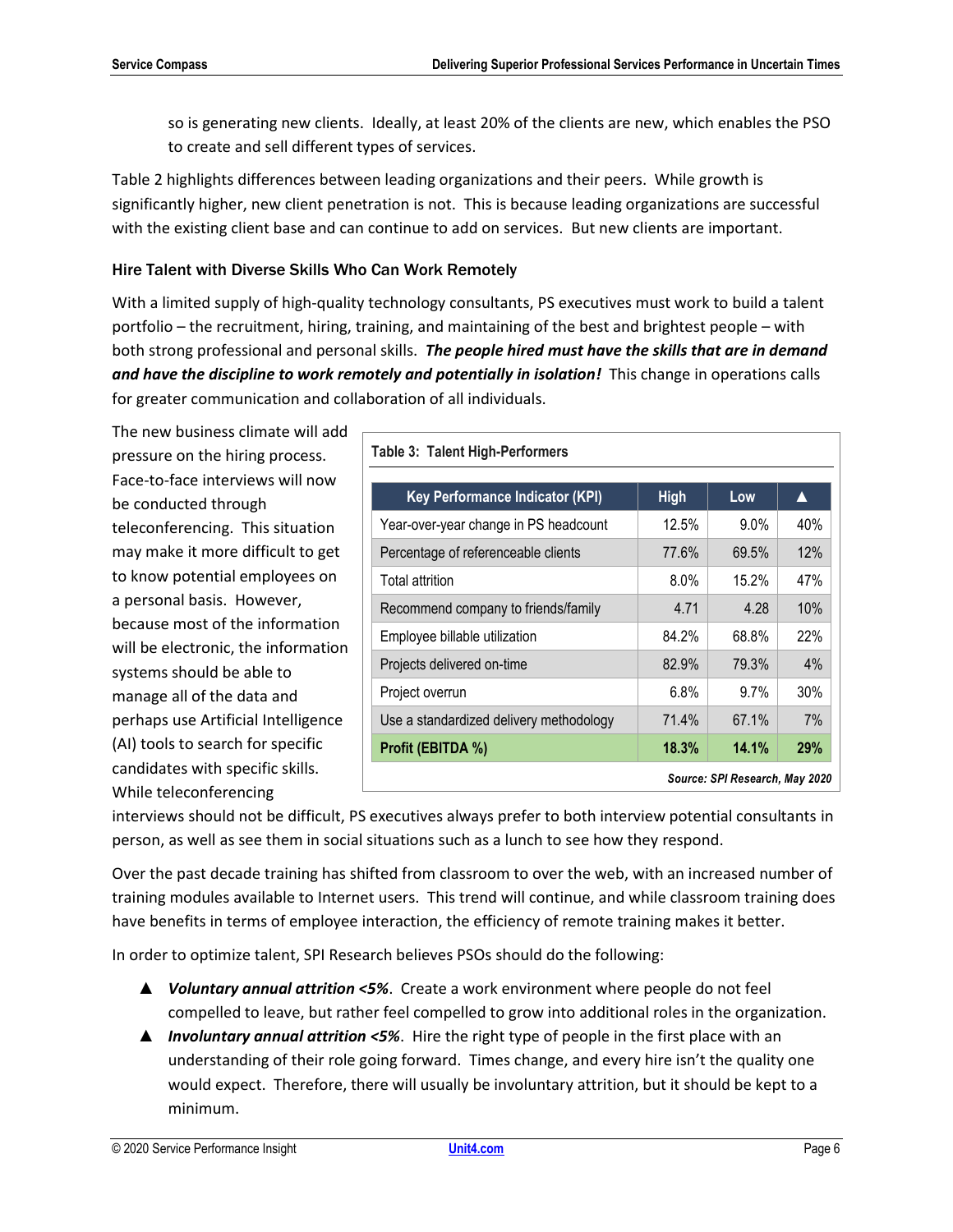so is generating new clients. Ideally, at least 20% of the clients are new, which enables the PSO to create and sell different types of services.

Table 2 highlights differences between leading organizations and their peers. While growth is significantly higher, new client penetration is not. This is because leading organizations are successful with the existing client base and can continue to add on services. But new clients are important.

### Hire Talent with Diverse Skills Who Can Work Remotely

With a limited supply of high-quality technology consultants, PS executives must work to build a talent portfolio – the recruitment, hiring, training, and maintaining of the best and brightest people – with both strong professional and personal skills. ***The people hired must have the skills that are in demand and have the discipline to work remotely and potentially in isolation!*** This change in operations calls for greater communication and collaboration of all individuals.

The new business climate will add pressure on the hiring process. Face-to-face interviews will now be conducted through teleconferencing. This situation may make it more difficult to get to know potential employees on a personal basis. However, because most of the information will be electronic, the information systems should be able to manage all of the data and perhaps use Artificial Intelligence (AI) tools to search for specific candidates with specific skills. While teleconferencing interviews should not be difficult, PS executives always prefer to both interview potential consultants in person, as well as see them in social situations such as a lunch to see how they respond.

**Table 3: Talent High-Performers**

| Key Performance Indicator (KPI) | High | Low | ▲ |
|---|---|---|---|
| Year-over-year change in PS headcount | 12.5% | 9.0% | 40% |
| Percentage of referenceable clients | 77.6% | 69.5% | 12% |
| Total attrition | 8.0% | 15.2% | 47% |
| Recommend company to friends/family | 4.71 | 4.28 | 10% |
| Employee billable utilization | 84.2% | 68.8% | 22% |
| Projects delivered on-time | 82.9% | 79.3% | 4% |
| Project overrun | 6.8% | 9.7% | 30% |
| Use a standardized delivery methodology | 71.4% | 67.1% | 7% |
| **Profit (EBITDA %)** | **18.3%** | **14.1%** | **29%** |

*Source: SPI Research, May 2020*

Over the past decade training has shifted from classroom to over the web, with an increased number of training modules available to Internet users. This trend will continue, and while classroom training does have benefits in terms of employee interaction, the efficiency of remote training makes it better.

In order to optimize talent, SPI Research believes PSOs should do the following:

- ***Voluntary annual attrition <5%***. Create a work environment where people do not feel compelled to leave, but rather feel compelled to grow into additional roles in the organization.
- ***Involuntary annual attrition <5%***. Hire the right type of people in the first place with an understanding of their role going forward. Times change, and every hire isn't the quality one would expect. Therefore, there will usually be involuntary attrition, but it should be kept to a minimum.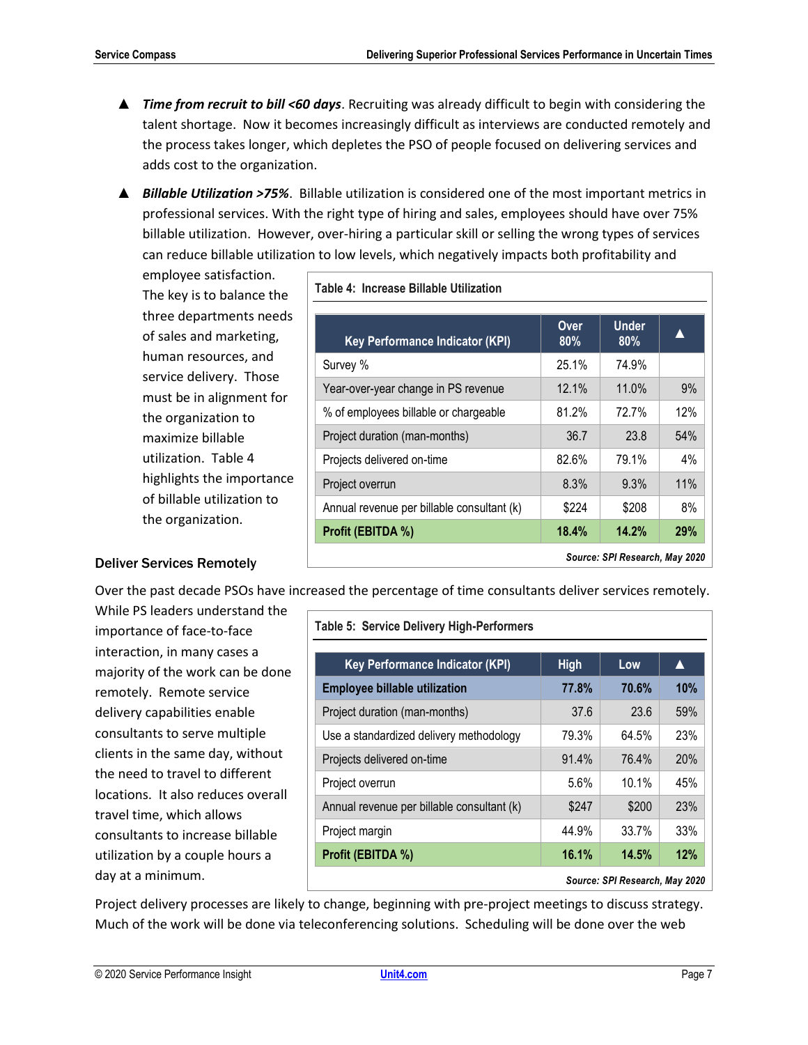- ▲ ***Time from recruit to bill <60 days***. Recruiting was already difficult to begin with considering the talent shortage. Now it becomes increasingly difficult as interviews are conducted remotely and the process takes longer, which depletes the PSO of people focused on delivering services and adds cost to the organization.

- ▲ ***Billable Utilization >75%***. Billable utilization is considered one of the most important metrics in professional services. With the right type of hiring and sales, employees should have over 75% billable utilization. However, over-hiring a particular skill or selling the wrong types of services can reduce billable utilization to low levels, which negatively impacts both profitability and employee satisfaction. The key is to balance the three departments needs of sales and marketing, human resources, and service delivery. Those must be in alignment for the organization to maximize billable utilization. Table 4 highlights the importance of billable utilization to the organization.

**Table 4: Increase Billable Utilization**

| Key Performance Indicator (KPI) | Over 80% | Under 80% | ▲ |
|---|---|---|---|
| Survey % | 25.1% | 74.9% | |
| Year-over-year change in PS revenue | 12.1% | 11.0% | 9% |
| % of employees billable or chargeable | 81.2% | 72.7% | 12% |
| Project duration (man-months) | 36.7 | 23.8 | 54% |
| Projects delivered on-time | 82.6% | 79.1% | 4% |
| Project overrun | 8.3% | 9.3% | 11% |
| Annual revenue per billable consultant (k) | $224 | $208 | 8% |
| **Profit (EBITDA %)** | **18.4%** | **14.2%** | **29%** |

*Source: SPI Research, May 2020*

### Deliver Services Remotely

Over the past decade PSOs have increased the percentage of time consultants deliver services remotely. While PS leaders understand the importance of face-to-face interaction, in many cases a majority of the work can be done remotely. Remote service delivery capabilities enable consultants to serve multiple clients in the same day, without the need to travel to different locations. It also reduces overall travel time, which allows consultants to increase billable utilization by a couple hours a day at a minimum.

**Table 5: Service Delivery High-Performers**

| Key Performance Indicator (KPI) | High | Low | ▲ |
|---|---|---|---|
| **Employee billable utilization** | **77.8%** | **70.6%** | **10%** |
| Project duration (man-months) | 37.6 | 23.6 | 59% |
| Use a standardized delivery methodology | 79.3% | 64.5% | 23% |
| Projects delivered on-time | 91.4% | 76.4% | 20% |
| Project overrun | 5.6% | 10.1% | 45% |
| Annual revenue per billable consultant (k) | $247 | $200 | 23% |
| Project margin | 44.9% | 33.7% | 33% |
| **Profit (EBITDA %)** | **16.1%** | **14.5%** | **12%** |

*Source: SPI Research, May 2020*

Project delivery processes are likely to change, beginning with pre-project meetings to discuss strategy. Much of the work will be done via teleconferencing solutions. Scheduling will be done over the web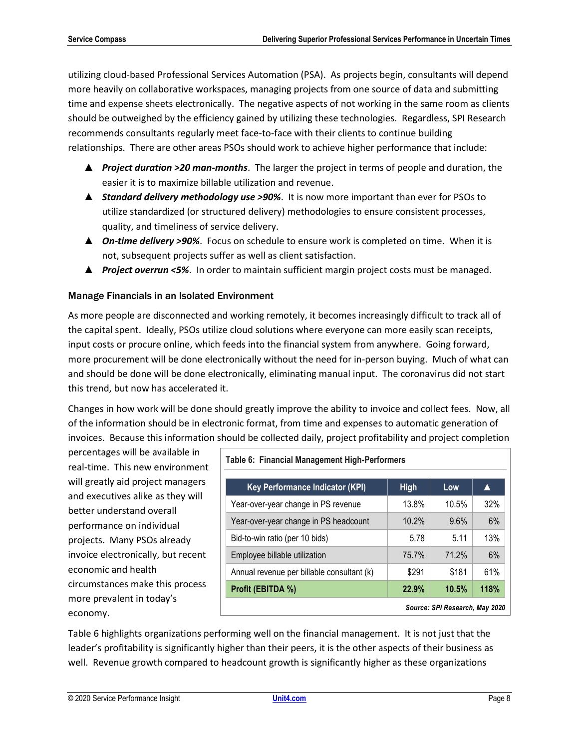utilizing cloud-based Professional Services Automation (PSA). As projects begin, consultants will depend more heavily on collaborative workspaces, managing projects from one source of data and submitting time and expense sheets electronically. The negative aspects of not working in the same room as clients should be outweighed by the efficiency gained by utilizing these technologies. Regardless, SPI Research recommends consultants regularly meet face-to-face with their clients to continue building relationships. There are other areas PSOs should work to achieve higher performance that include:

- ***Project duration >20 man-months***. The larger the project in terms of people and duration, the easier it is to maximize billable utilization and revenue.
- ***Standard delivery methodology use >90%***. It is now more important than ever for PSOs to utilize standardized (or structured delivery) methodologies to ensure consistent processes, quality, and timeliness of service delivery.
- ***On-time delivery >90%***. Focus on schedule to ensure work is completed on time. When it is not, subsequent projects suffer as well as client satisfaction.
- ***Project overrun <5%***. In order to maintain sufficient margin project costs must be managed.

### Manage Financials in an Isolated Environment

As more people are disconnected and working remotely, it becomes increasingly difficult to track all of the capital spent. Ideally, PSOs utilize cloud solutions where everyone can more easily scan receipts, input costs or procure online, which feeds into the financial system from anywhere. Going forward, more procurement will be done electronically without the need for in-person buying. Much of what can and should be done will be done electronically, eliminating manual input. The coronavirus did not start this trend, but now has accelerated it.

Changes in how work will be done should greatly improve the ability to invoice and collect fees. Now, all of the information should be in electronic format, from time and expenses to automatic generation of invoices. Because this information should be collected daily, project profitability and project completion percentages will be available in real-time. This new environment will greatly aid project managers and executives alike as they will better understand overall performance on individual projects. Many PSOs already invoice electronically, but recent economic and health circumstances make this process more prevalent in today's economy.

**Table 6: Financial Management High-Performers**

| Key Performance Indicator (KPI) | High | Low | ▲ |
|---|---|---|---|
| Year-over-year change in PS revenue | 13.8% | 10.5% | 32% |
| Year-over-year change in PS headcount | 10.2% | 9.6% | 6% |
| Bid-to-win ratio (per 10 bids) | 5.78 | 5.11 | 13% |
| Employee billable utilization | 75.7% | 71.2% | 6% |
| Annual revenue per billable consultant (k) | $291 | $181 | 61% |
| **Profit (EBITDA %)** | **22.9%** | **10.5%** | **118%** |

*Source: SPI Research, May 2020*

Table 6 highlights organizations performing well on the financial management. It is not just that the leader's profitability is significantly higher than their peers, it is the other aspects of their business as well. Revenue growth compared to headcount growth is significantly higher as these organizations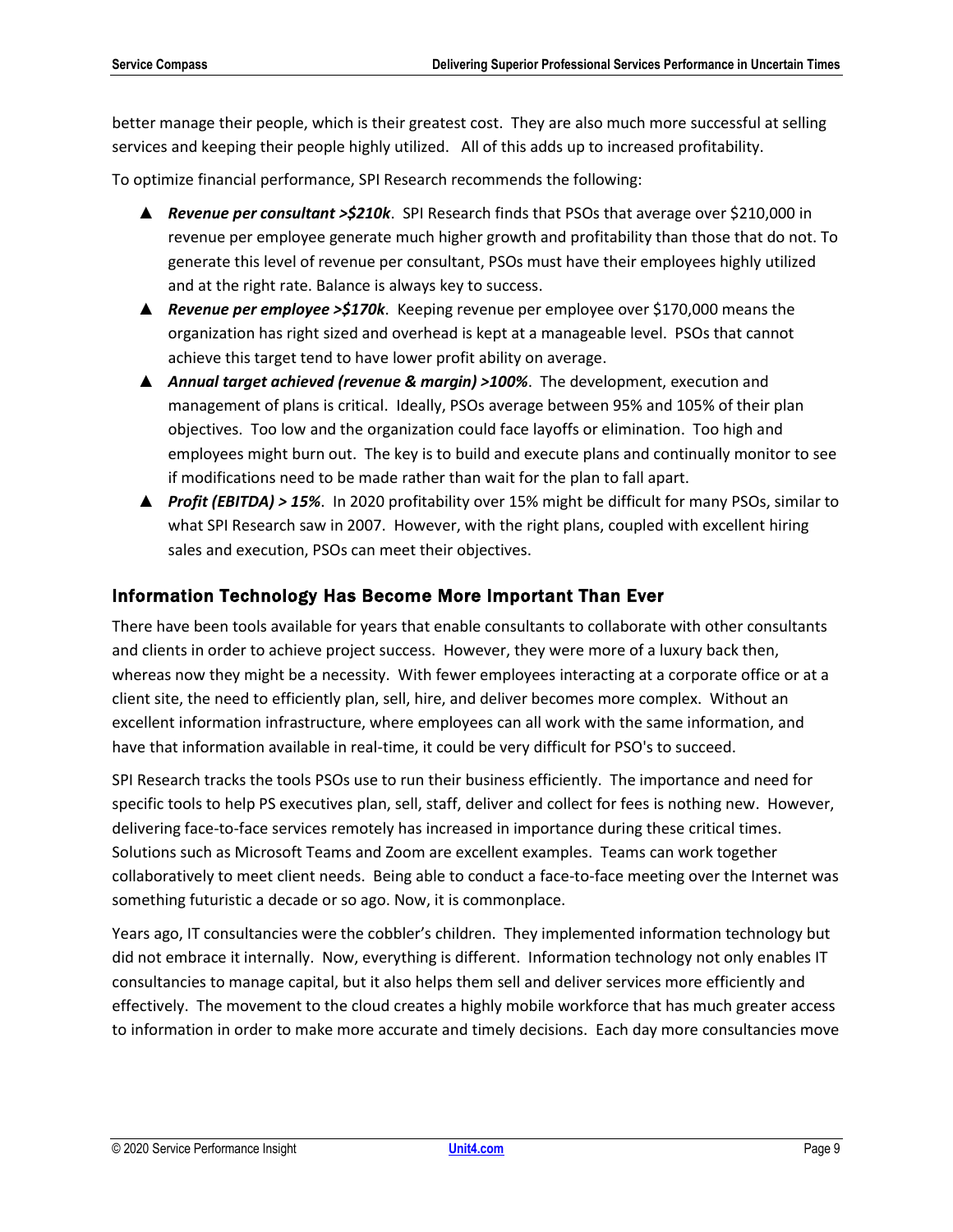better manage their people, which is their greatest cost. They are also much more successful at selling services and keeping their people highly utilized. All of this adds up to increased profitability.

To optimize financial performance, SPI Research recommends the following:

- ***Revenue per consultant >$210k***. SPI Research finds that PSOs that average over $210,000 in revenue per employee generate much higher growth and profitability than those that do not. To generate this level of revenue per consultant, PSOs must have their employees highly utilized and at the right rate. Balance is always key to success.
- ***Revenue per employee >$170k***. Keeping revenue per employee over $170,000 means the organization has right sized and overhead is kept at a manageable level. PSOs that cannot achieve this target tend to have lower profit ability on average.
- ***Annual target achieved (revenue & margin) >100%***. The development, execution and management of plans is critical. Ideally, PSOs average between 95% and 105% of their plan objectives. Too low and the organization could face layoffs or elimination. Too high and employees might burn out. The key is to build and execute plans and continually monitor to see if modifications need to be made rather than wait for the plan to fall apart.
- ***Profit (EBITDA) > 15%***. In 2020 profitability over 15% might be difficult for many PSOs, similar to what SPI Research saw in 2007. However, with the right plans, coupled with excellent hiring sales and execution, PSOs can meet their objectives.

## Information Technology Has Become More Important Than Ever

There have been tools available for years that enable consultants to collaborate with other consultants and clients in order to achieve project success. However, they were more of a luxury back then, whereas now they might be a necessity. With fewer employees interacting at a corporate office or at a client site, the need to efficiently plan, sell, hire, and deliver becomes more complex. Without an excellent information infrastructure, where employees can all work with the same information, and have that information available in real-time, it could be very difficult for PSO's to succeed.

SPI Research tracks the tools PSOs use to run their business efficiently. The importance and need for specific tools to help PS executives plan, sell, staff, deliver and collect for fees is nothing new. However, delivering face-to-face services remotely has increased in importance during these critical times. Solutions such as Microsoft Teams and Zoom are excellent examples. Teams can work together collaboratively to meet client needs. Being able to conduct a face-to-face meeting over the Internet was something futuristic a decade or so ago. Now, it is commonplace.

Years ago, IT consultancies were the cobbler's children. They implemented information technology but did not embrace it internally. Now, everything is different. Information technology not only enables IT consultancies to manage capital, but it also helps them sell and deliver services more efficiently and effectively. The movement to the cloud creates a highly mobile workforce that has much greater access to information in order to make more accurate and timely decisions. Each day more consultancies move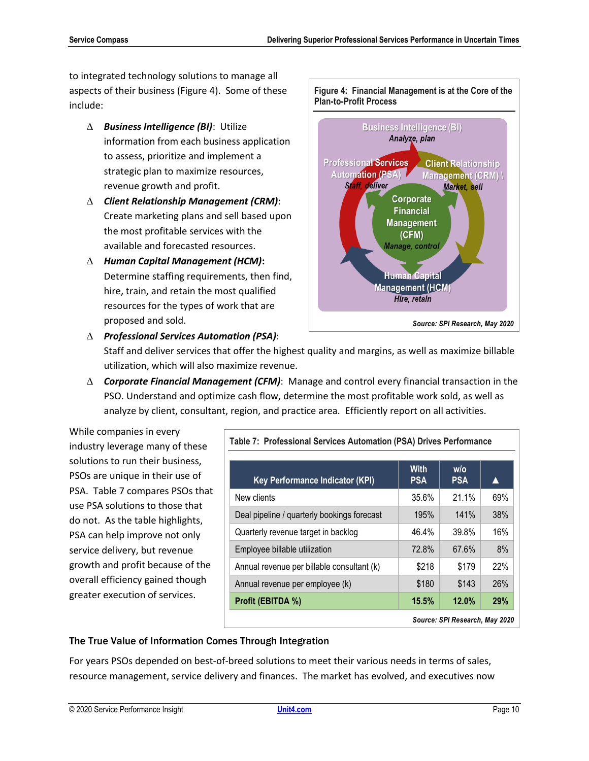to integrated technology solutions to manage all aspects of their business (Figure 4). Some of these include:

- Δ ***Business Intelligence (BI)***: Utilize information from each business application to assess, prioritize and implement a strategic plan to maximize resources, revenue growth and profit.
- Δ ***Client Relationship Management (CRM)***: Create marketing plans and sell based upon the most profitable services with the available and forecasted resources.
- Δ ***Human Capital Management (HCM)*:** Determine staffing requirements, then find, hire, train, and retain the most qualified resources for the types of work that are proposed and sold.
- Δ ***Professional Services Automation (PSA)***: Staff and deliver services that offer the highest quality and margins, as well as maximize billable utilization, which will also maximize revenue.
- Δ ***Corporate Financial Management (CFM)***: Manage and control every financial transaction in the PSO. Understand and optimize cash flow, determine the most profitable work sold, as well as analyze by client, consultant, region, and practice area. Efficiently report on all activities.

**Figure 4: Financial Management is at the Core of the Plan-to-Profit Process**

Business Intelligence (BI) — *Analyze, plan*
Client Relationship Management (CRM) — *Market, sell*
Human Capital Management (HCM) — *Hire, retain*
Professional Services Automation (PSA) — *Staff, deliver*
Corporate Financial Management (CFM) — *Manage, control*

***Source: SPI Research, May 2020***

While companies in every industry leverage many of these solutions to run their business, PSOs are unique in their use of PSA. Table 7 compares PSOs that use PSA solutions to those that do not. As the table highlights, PSA can help improve not only service delivery, but revenue growth and profit because of the overall efficiency gained though greater execution of services.

**Table 7: Professional Services Automation (PSA) Drives Performance**

| Key Performance Indicator (KPI) | With PSA | w/o PSA | ▲ |
|---|---|---|---|
| New clients | 35.6% | 21.1% | 69% |
| Deal pipeline / quarterly bookings forecast | 195% | 141% | 38% |
| Quarterly revenue target in backlog | 46.4% | 39.8% | 16% |
| Employee billable utilization | 72.8% | 67.6% | 8% |
| Annual revenue per billable consultant (k) | $218 | $179 | 22% |
| Annual revenue per employee (k) | $180 | $143 | 26% |
| **Profit (EBITDA %)** | **15.5%** | **12.0%** | **29%** |

***Source: SPI Research, May 2020***

## The True Value of Information Comes Through Integration

For years PSOs depended on best-of-breed solutions to meet their various needs in terms of sales, resource management, service delivery and finances. The market has evolved, and executives now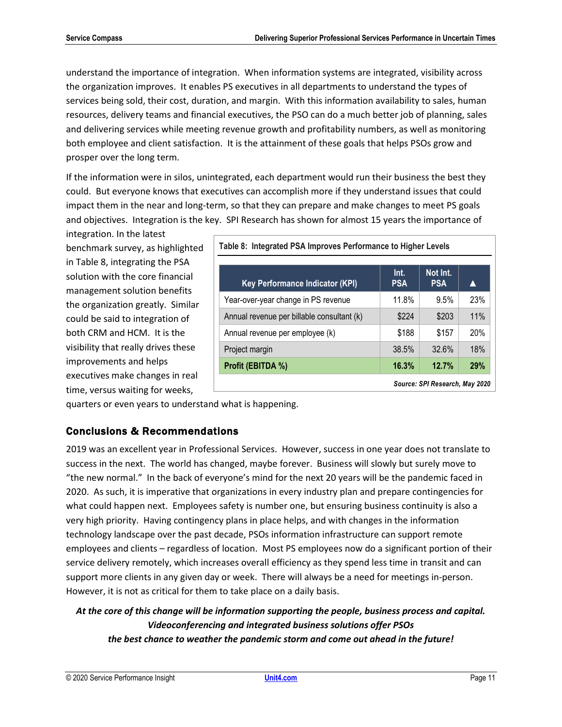understand the importance of integration. When information systems are integrated, visibility across the organization improves. It enables PS executives in all departments to understand the types of services being sold, their cost, duration, and margin. With this information availability to sales, human resources, delivery teams and financial executives, the PSO can do a much better job of planning, sales and delivering services while meeting revenue growth and profitability numbers, as well as monitoring both employee and client satisfaction. It is the attainment of these goals that helps PSOs grow and prosper over the long term.

If the information were in silos, unintegrated, each department would run their business the best they could. But everyone knows that executives can accomplish more if they understand issues that could impact them in the near and long-term, so that they can prepare and make changes to meet PS goals and objectives. Integration is the key. SPI Research has shown for almost 15 years the importance of integration. In the latest benchmark survey, as highlighted in Table 8, integrating the PSA solution with the core financial management solution benefits the organization greatly. Similar could be said to integration of both CRM and HCM. It is the visibility that really drives these improvements and helps executives make changes in real time, versus waiting for weeks, quarters or even years to understand what is happening.

**Table 8: Integrated PSA Improves Performance to Higher Levels**

| Key Performance Indicator (KPI) | Int. PSA | Not Int. PSA | ▲ |
|---|---|---|---|
| Year-over-year change in PS revenue | 11.8% | 9.5% | 23% |
| Annual revenue per billable consultant (k) | $224 | $203 | 11% |
| Annual revenue per employee (k) | $188 | $157 | 20% |
| Project margin | 38.5% | 32.6% | 18% |
| **Profit (EBITDA %)** | **16.3%** | **12.7%** | **29%** |

*Source: SPI Research, May 2020*

## Conclusions & Recommendations

2019 was an excellent year in Professional Services. However, success in one year does not translate to success in the next. The world has changed, maybe forever. Business will slowly but surely move to "the new normal." In the back of everyone's mind for the next 20 years will be the pandemic faced in 2020. As such, it is imperative that organizations in every industry plan and prepare contingencies for what could happen next. Employees safety is number one, but ensuring business continuity is also a very high priority. Having contingency plans in place helps, and with changes in the information technology landscape over the past decade, PSOs information infrastructure can support remote employees and clients – regardless of location. Most PS employees now do a significant portion of their service delivery remotely, which increases overall efficiency as they spend less time in transit and can support more clients in any given day or week. There will always be a need for meetings in-person. However, it is not as critical for them to take place on a daily basis.

***At the core of this change will be information supporting the people, business process and capital. Videoconferencing and integrated business solutions offer PSOs the best chance to weather the pandemic storm and come out ahead in the future!***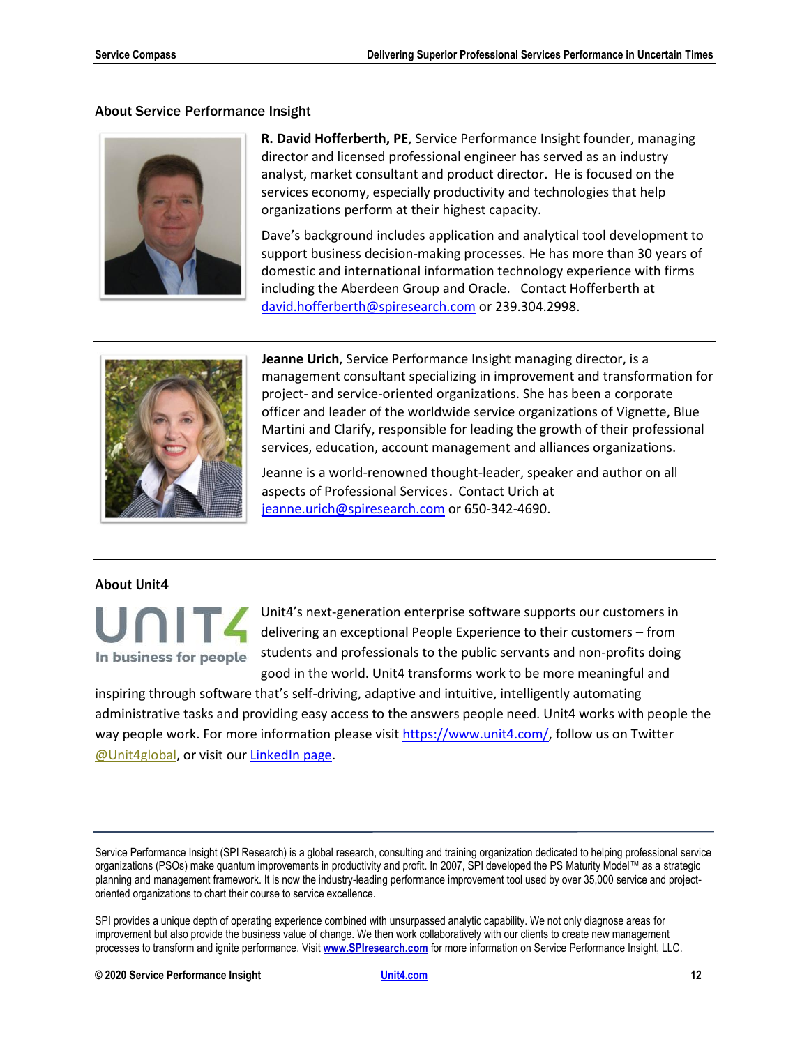## About Service Performance Insight

**R. David Hofferberth, PE**, Service Performance Insight founder, managing director and licensed professional engineer has served as an industry analyst, market consultant and product director. He is focused on the services economy, especially productivity and technologies that help organizations perform at their highest capacity.

Dave's background includes application and analytical tool development to support business decision-making processes. He has more than 30 years of domestic and international information technology experience with firms including the Aberdeen Group and Oracle. Contact Hofferberth at david.hofferberth@spiresearch.com or 239.304.2998.

---

**Jeanne Urich**, Service Performance Insight managing director, is a management consultant specializing in improvement and transformation for project- and service-oriented organizations. She has been a corporate officer and leader of the worldwide service organizations of Vignette, Blue Martini and Clarify, responsible for leading the growth of their professional services, education, account management and alliances organizations.

Jeanne is a world-renowned thought-leader, speaker and author on all aspects of Professional Services. Contact Urich at jeanne.urich@spiresearch.com or 650-342-4690.

---

## About Unit4

UNIT4
In business for people

Unit4's next-generation enterprise software supports our customers in delivering an exceptional People Experience to their customers – from students and professionals to the public servants and non-profits doing good in the world. Unit4 transforms work to be more meaningful and inspiring through software that's self-driving, adaptive and intuitive, intelligently automating administrative tasks and providing easy access to the answers people need. Unit4 works with people the way people work. For more information please visit https://www.unit4.com/, follow us on Twitter @Unit4global, or visit our LinkedIn page.

---

Service Performance Insight (SPI Research) is a global research, consulting and training organization dedicated to helping professional service organizations (PSOs) make quantum improvements in productivity and profit. In 2007, SPI developed the PS Maturity Model™ as a strategic planning and management framework. It is now the industry-leading performance improvement tool used by over 35,000 service and project-oriented organizations to chart their course to service excellence.

SPI provides a unique depth of operating experience combined with unsurpassed analytic capability. We not only diagnose areas for improvement but also provide the business value of change. We then work collaboratively with our clients to create new management processes to transform and ignite performance. Visit **www.SPIresearch.com** for more information on Service Performance Insight, LLC.

**© 2020 Service Performance Insight** Unit4.com